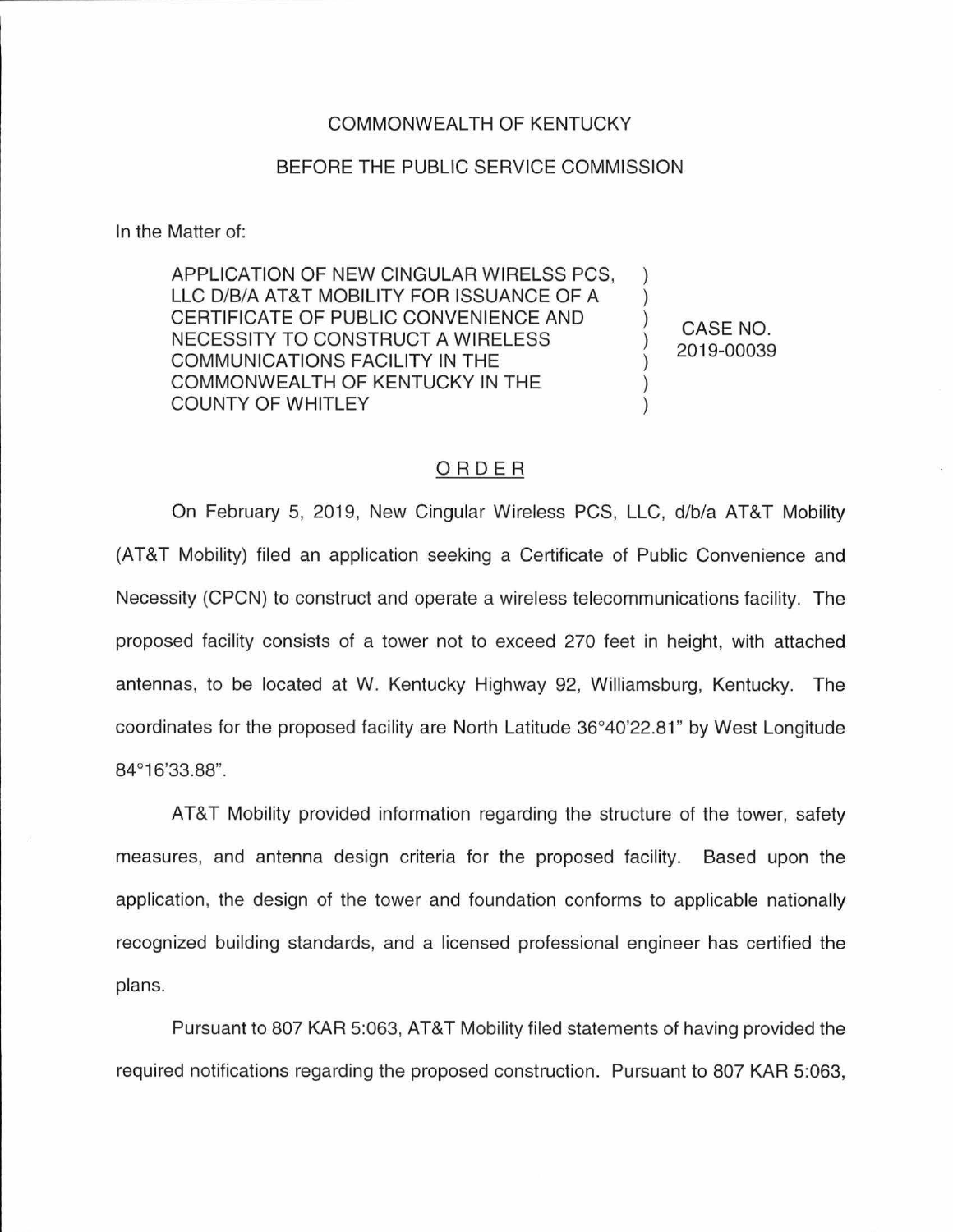COMMONWEALTH OF KENTUCKY

BEFORE THE PUBLIC SERVICE COMMISSION

In the Matter of:

| | | |
|---|---|---|
| APPLICATION OF NEW CINGULAR WIRELSS PCS, LLC D/B/A AT&T MOBILITY FOR ISSUANCE OF A CERTIFICATE OF PUBLIC CONVENIENCE AND NECESSITY TO CONSTRUCT A WIRELESS COMMUNICATIONS FACILITY IN THE COMMONWEALTH OF KENTUCKY IN THE COUNTY OF WHITLEY | ) ) ) ) ) ) ) | CASE NO. 2019-00039 |

ORDER

On February 5, 2019, New Cingular Wireless PCS, LLC, d/b/a AT&T Mobility (AT&T Mobility) filed an application seeking a Certificate of Public Convenience and Necessity (CPCN) to construct and operate a wireless telecommunications facility. The proposed facility consists of a tower not to exceed 270 feet in height, with attached antennas, to be located at W. Kentucky Highway 92, Williamsburg, Kentucky. The coordinates for the proposed facility are North Latitude 36°40'22.81" by West Longitude 84°16'33.88".

AT&T Mobility provided information regarding the structure of the tower, safety measures, and antenna design criteria for the proposed facility. Based upon the application, the design of the tower and foundation conforms to applicable nationally recognized building standards, and a licensed professional engineer has certified the plans.

Pursuant to 807 KAR 5:063, AT&T Mobility filed statements of having provided the required notifications regarding the proposed construction. Pursuant to 807 KAR 5:063,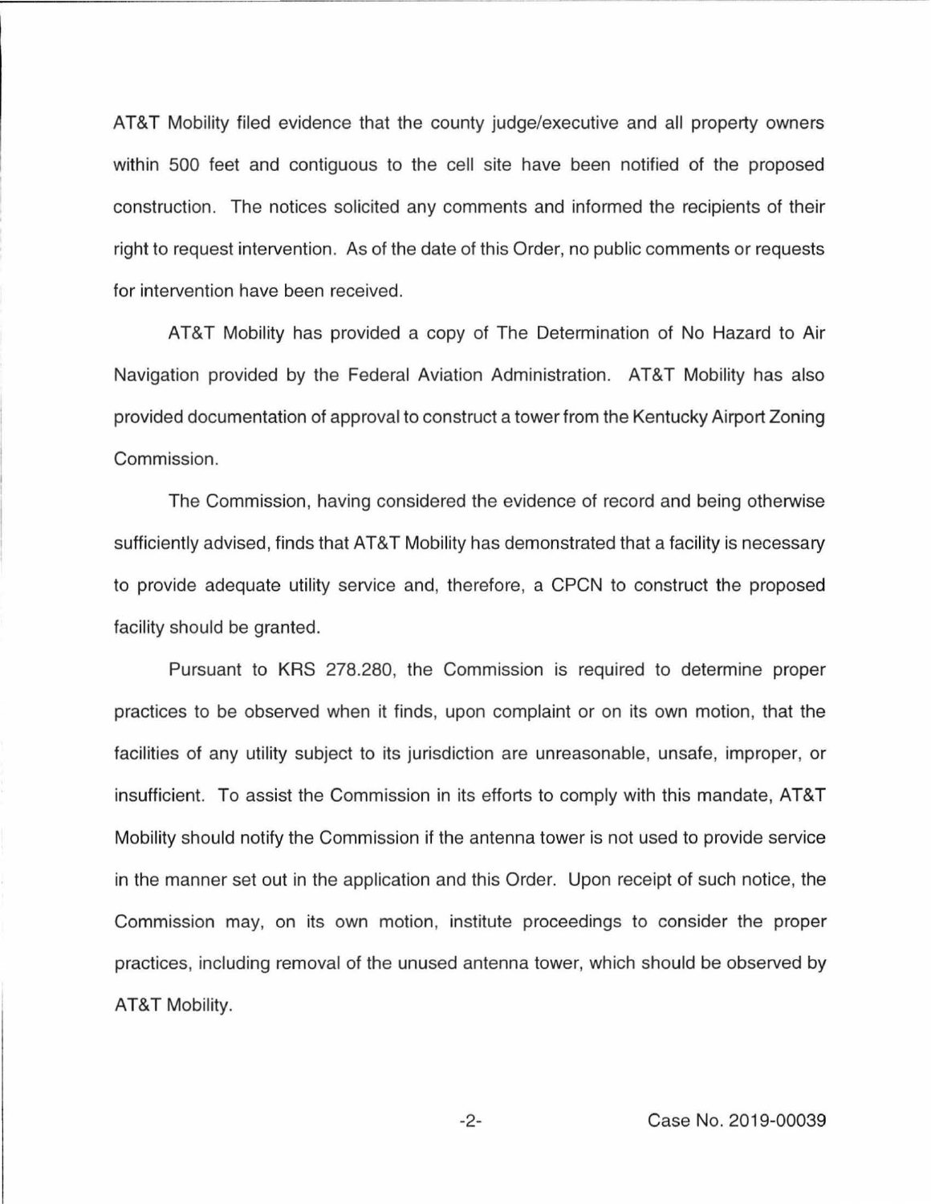AT&T Mobility filed evidence that the county judge/executive and all property owners within 500 feet and contiguous to the cell site have been notified of the proposed construction. The notices solicited any comments and informed the recipients of their right to request intervention. As of the date of this Order, no public comments or requests for intervention have been received.

AT&T Mobility has provided a copy of The Determination of No Hazard to Air Navigation provided by the Federal Aviation Administration. AT&T Mobility has also provided documentation of approval to construct a tower from the Kentucky Airport Zoning Commission.

The Commission, having considered the evidence of record and being otherwise sufficiently advised, finds that AT&T Mobility has demonstrated that a facility is necessary to provide adequate utility service and, therefore, a CPCN to construct the proposed facility should be granted.

Pursuant to KRS 278.280, the Commission is required to determine proper practices to be observed when it finds, upon complaint or on its own motion, that the facilities of any utility subject to its jurisdiction are unreasonable, unsafe, improper, or insufficient. To assist the Commission in its efforts to comply with this mandate, AT&T Mobility should notify the Commission if the antenna tower is not used to provide service in the manner set out in the application and this Order. Upon receipt of such notice, the Commission may, on its own motion, institute proceedings to consider the proper practices, including removal of the unused antenna tower, which should be observed by AT&T Mobility.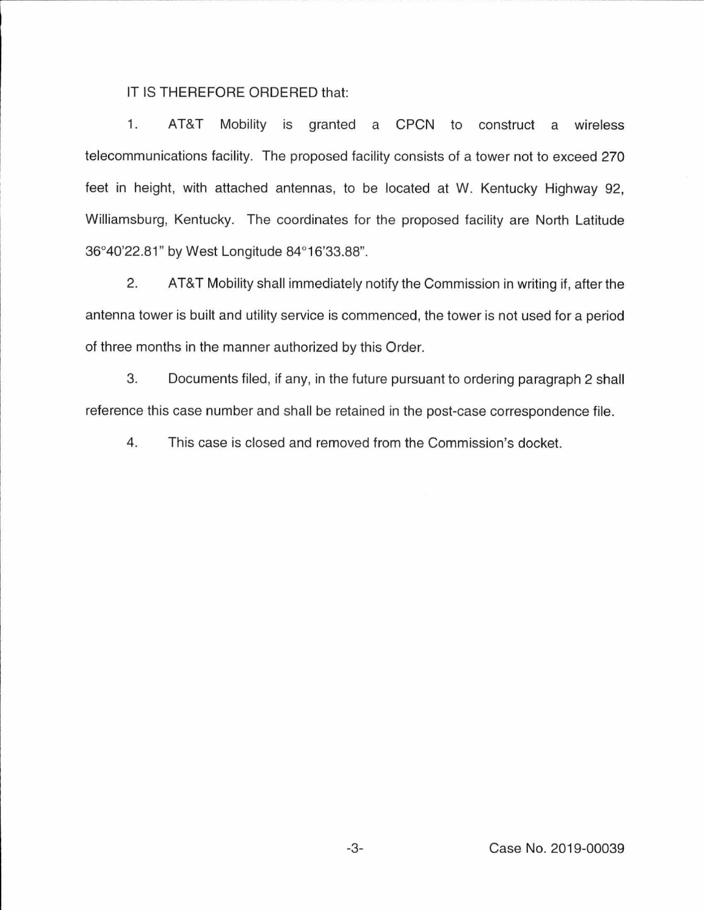IT IS THEREFORE ORDERED that:

1. AT&T Mobility is granted a CPCN to construct a wireless telecommunications facility. The proposed facility consists of a tower not to exceed 270 feet in height, with attached antennas, to be located at W. Kentucky Highway 92, Williamsburg, Kentucky. The coordinates for the proposed facility are North Latitude 36°40'22.81" by West Longitude 84°16'33.88".

2. AT&T Mobility shall immediately notify the Commission in writing if, after the antenna tower is built and utility service is commenced, the tower is not used for a period of three months in the manner authorized by this Order.

3. Documents filed, if any, in the future pursuant to ordering paragraph 2 shall reference this case number and shall be retained in the post-case correspondence file.

4. This case is closed and removed from the Commission's docket.

Case No. 2019-00039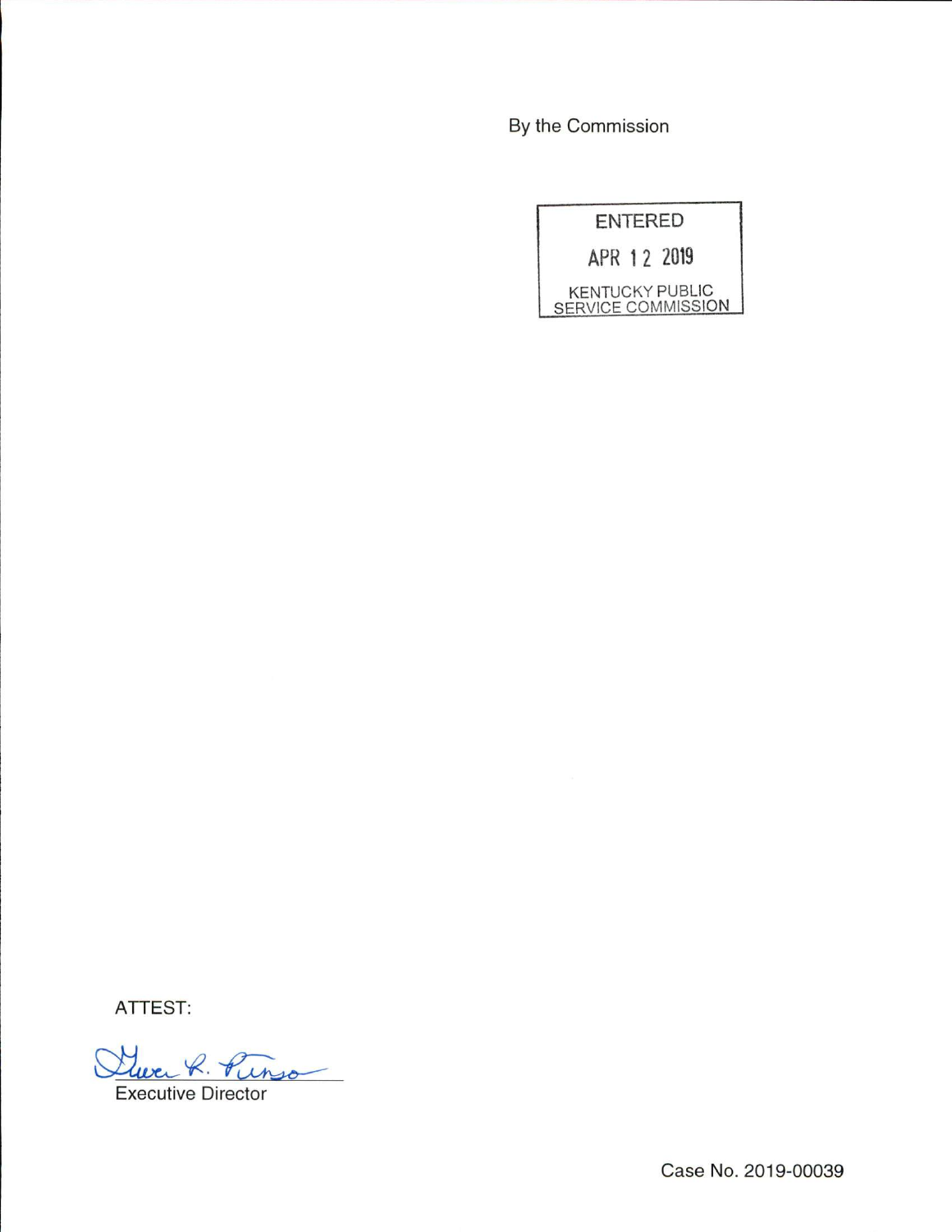By the Commission

ENTERED

APR 12 2019

KENTUCKY PUBLIC SERVICE COMMISSION

ATTEST:

Executive Director

Case No. 2019-00039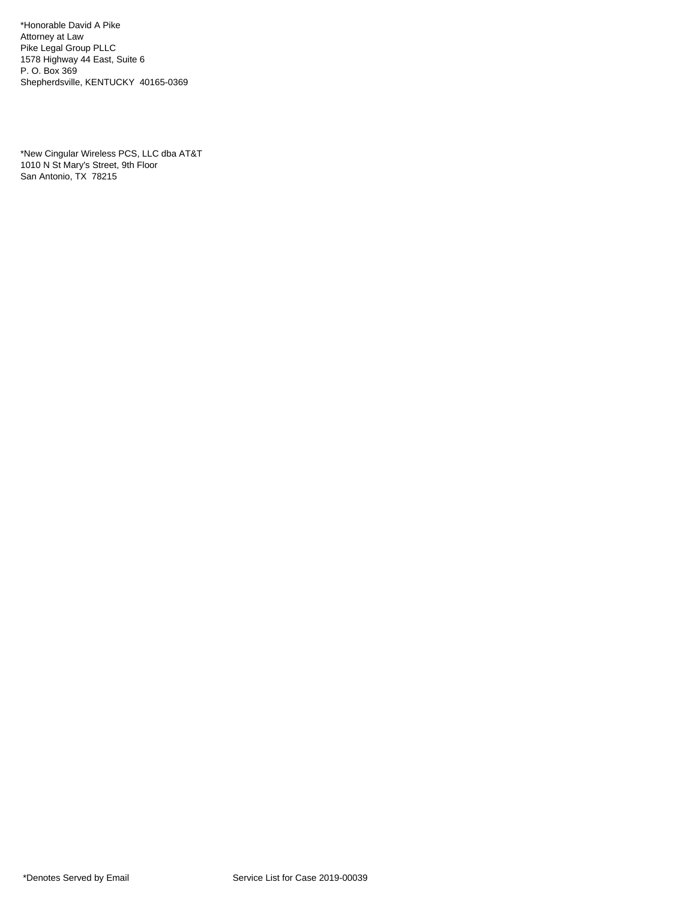*Honorable David A Pike
Attorney at Law
Pike Legal Group PLLC
1578 Highway 44 East, Suite 6
P. O. Box 369
Shepherdsville, KENTUCKY  40165-0369

*New Cingular Wireless PCS, LLC dba AT&T
1010 N St Mary's Street, 9th Floor
San Antonio, TX  78215